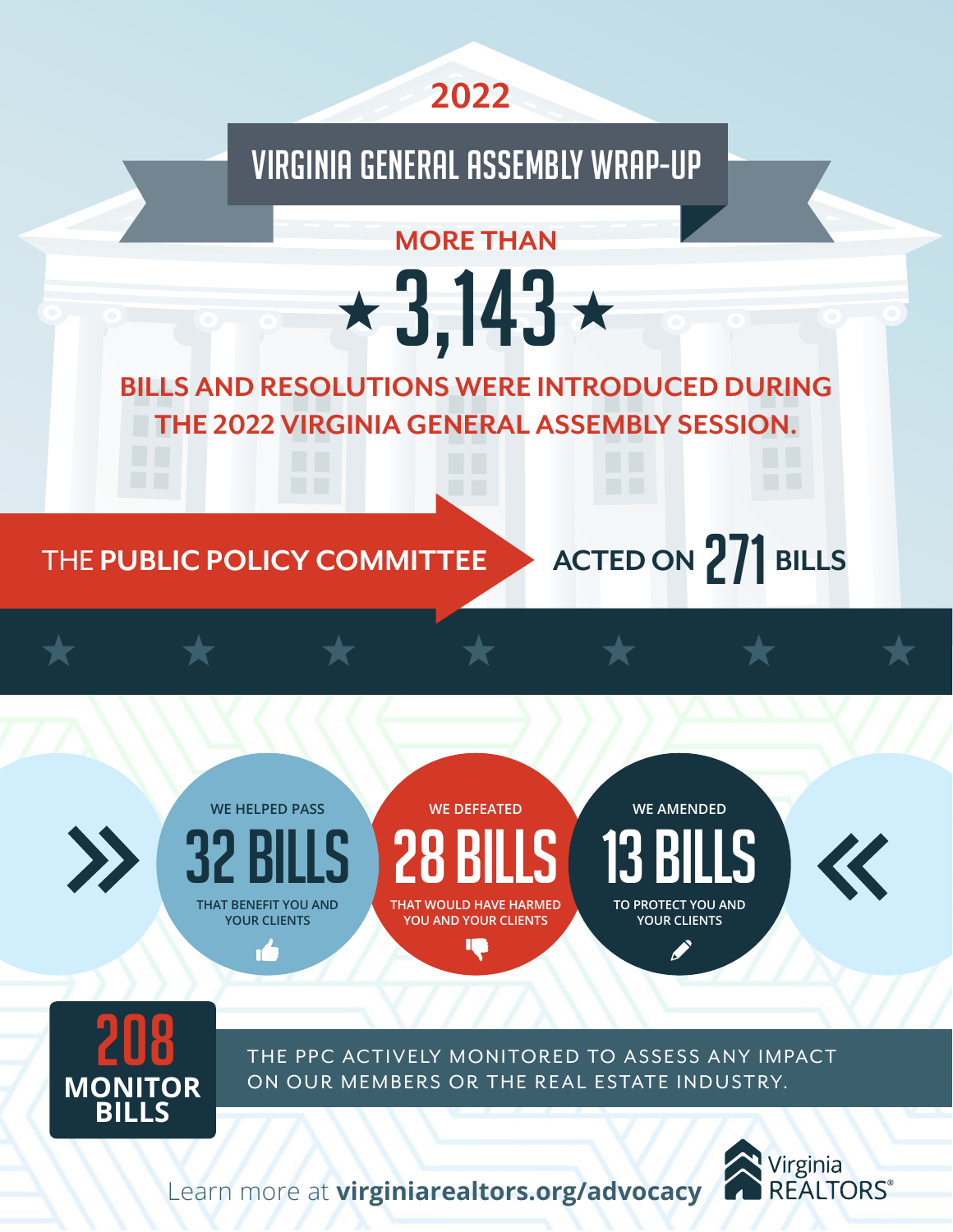2022

# VIRGINIA GENERAL ASSEMBLY WRAP-UP

MORE THAN

## ★ 3,143 ★

BILLS AND RESOLUTIONS WERE INTRODUCED DURING THE 2022 VIRGINIA GENERAL ASSEMBLY SESSION.

THE **PUBLIC POLICY COMMITTEE** ACTED ON **271** BILLS

WE HELPED PASS **32 BILLS** THAT BENEFIT YOU AND YOUR CLIENTS

WE DEFEATED **28 BILLS** THAT WOULD HAVE HARMED YOU AND YOUR CLIENTS

WE AMENDED **13 BILLS** TO PROTECT YOU AND YOUR CLIENTS

**208 MONITOR BILLS**

THE PPC ACTIVELY MONITORED TO ASSESS ANY IMPACT ON OUR MEMBERS OR THE REAL ESTATE INDUSTRY.

Learn more at **virginiarealtors.org/advocacy**

Virginia REALTORS®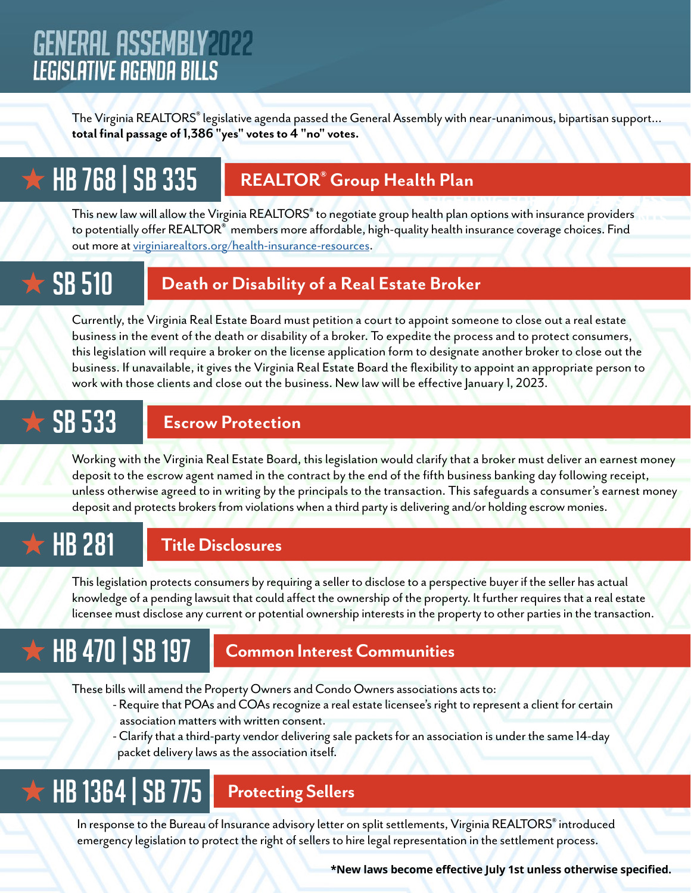# GENERAL ASSEMBLY 2022
## LEGISLATIVE AGENDA BILLS

The Virginia REALTORS® legislative agenda passed the General Assembly with near-unanimous, bipartisan support... **total final passage of 1,386 "yes" votes to 4 "no" votes.**

## ★ HB 768 | SB 335 — REALTOR® Group Health Plan

This new law will allow the Virginia REALTORS® to negotiate group health plan options with insurance providers to potentially offer REALTOR® members more affordable, high-quality health insurance coverage choices. Find out more at virginiarealtors.org/health-insurance-resources.

## ★ SB 510 — Death or Disability of a Real Estate Broker

Currently, the Virginia Real Estate Board must petition a court to appoint someone to close out a real estate business in the event of the death or disability of a broker. To expedite the process and to protect consumers, this legislation will require a broker on the license application form to designate another broker to close out the business. If unavailable, it gives the Virginia Real Estate Board the flexibility to appoint an appropriate person to work with those clients and close out the business. New law will be effective January 1, 2023.

## ★ SB 533 — Escrow Protection

Working with the Virginia Real Estate Board, this legislation would clarify that a broker must deliver an earnest money deposit to the escrow agent named in the contract by the end of the fifth business banking day following receipt, unless otherwise agreed to in writing by the principals to the transaction. This safeguards a consumer's earnest money deposit and protects brokers from violations when a third party is delivering and/or holding escrow monies.

## ★ HB 281 — Title Disclosures

This legislation protects consumers by requiring a seller to disclose to a perspective buyer if the seller has actual knowledge of a pending lawsuit that could affect the ownership of the property. It further requires that a real estate licensee must disclose any current or potential ownership interests in the property to other parties in the transaction.

## ★ HB 470 | SB 197 — Common Interest Communities

These bills will amend the Property Owners and Condo Owners associations acts to:

- Require that POAs and COAs recognize a real estate licensee's right to represent a client for certain association matters with written consent.
- Clarify that a third-party vendor delivering sale packets for an association is under the same 14-day packet delivery laws as the association itself.

## ★ HB 1364 | SB 775 — Protecting Sellers

In response to the Bureau of Insurance advisory letter on split settlements, Virginia REALTORS® introduced emergency legislation to protect the right of sellers to hire legal representation in the settlement process.

**\*New laws become effective July 1st unless otherwise specified.**